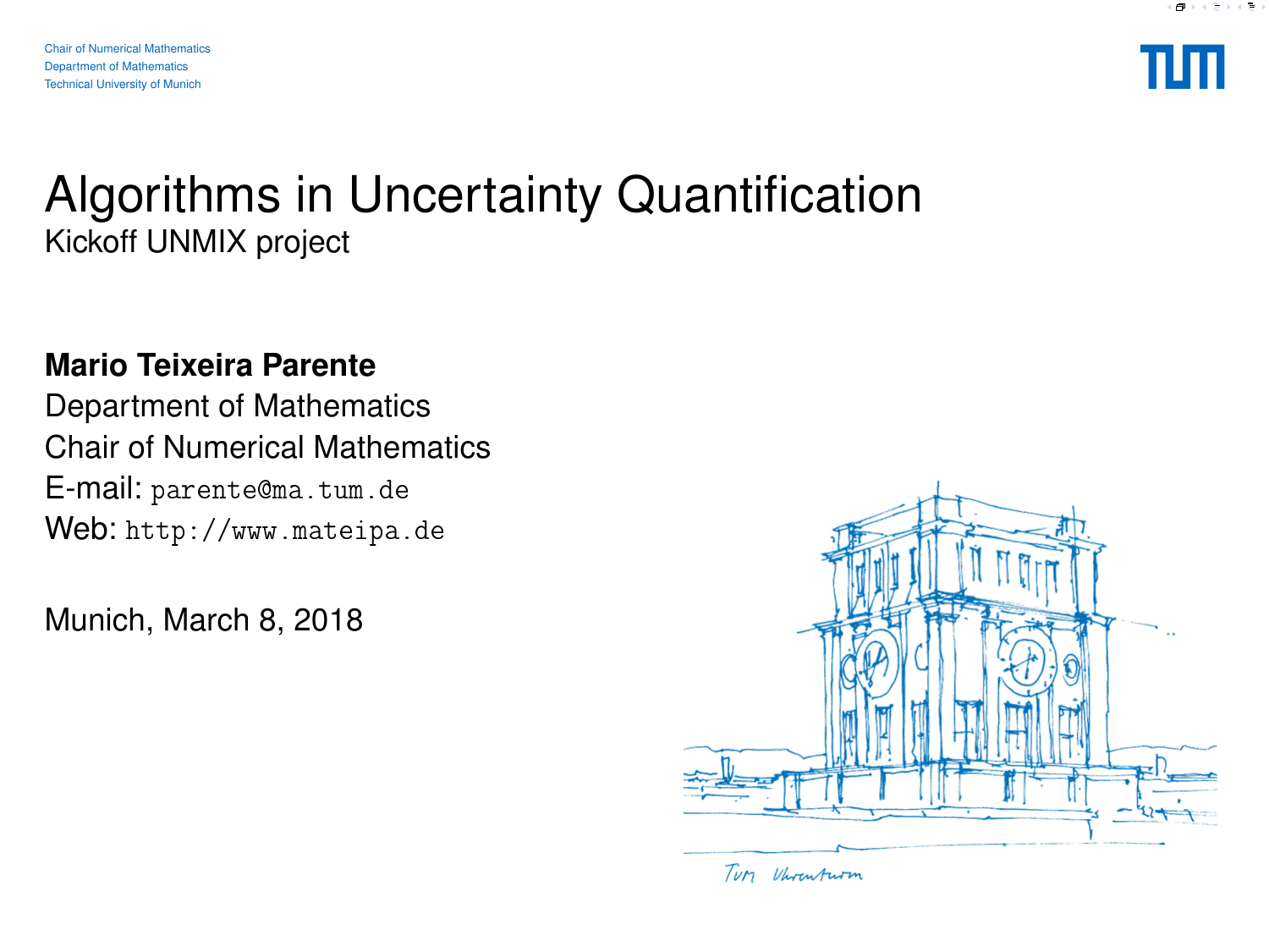Chair of Numerical Mathematics
Department of Mathematics
Technical University of Munich

# Algorithms in Uncertainty Quantification

## Kickoff UNMIX project

**Mario Teixeira Parente**
Department of Mathematics
Chair of Numerical Mathematics
E-mail: `parente@ma.tum.de`
Web: `http://www.mateipa.de`

Munich, March 8, 2018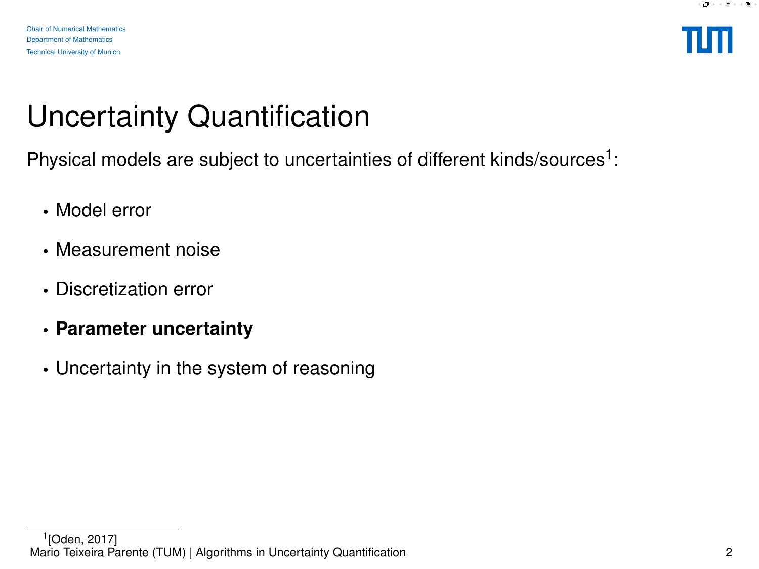# Uncertainty Quantification

Physical models are subject to uncertainties of different kinds/sources[1]:

- Model error
- Measurement noise
- Discretization error
- **Parameter uncertainty**
- Uncertainty in the system of reasoning

[1] [Oden, 2017]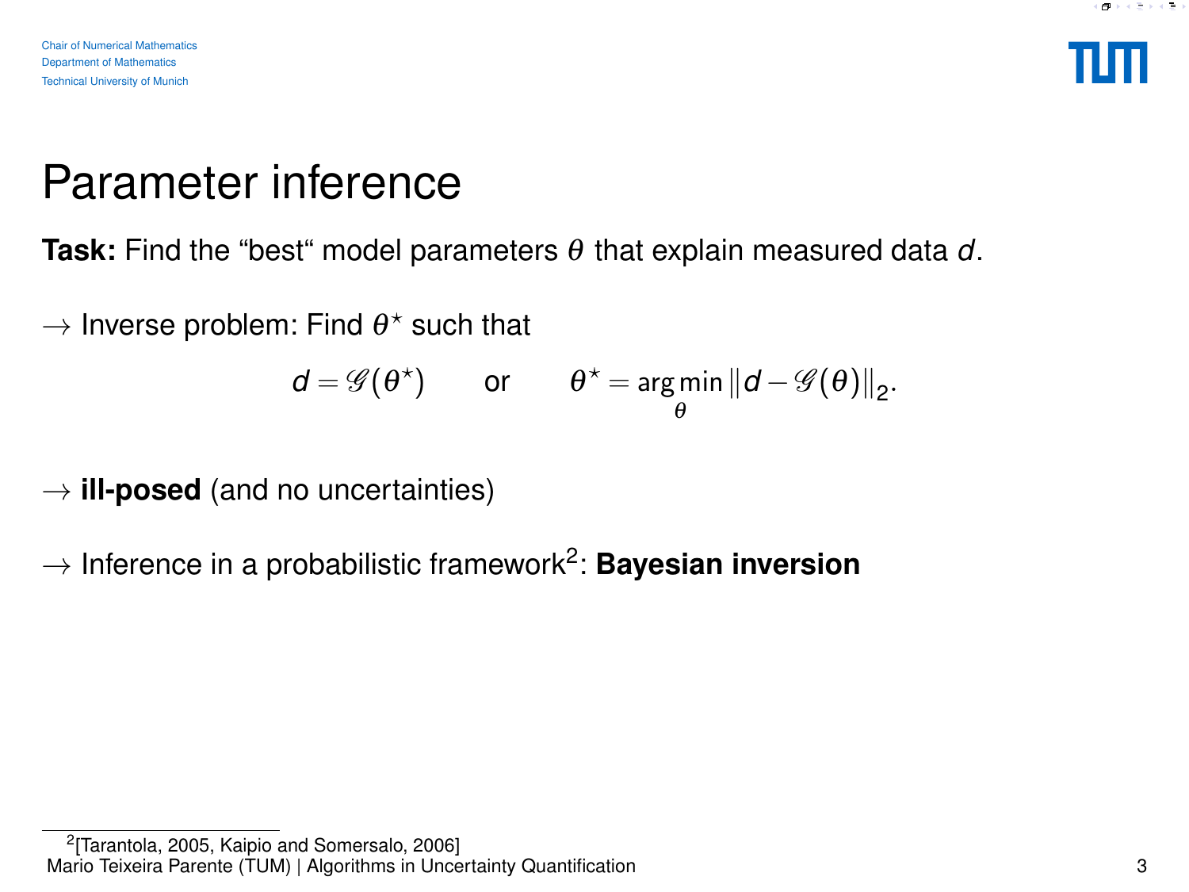# Parameter inference

**Task:** Find the “best“ model parameters $\theta$ that explain measured data $d$.

$\rightarrow$ Inverse problem: Find $\theta^\star$ such that

$$d = \mathscr{G}(\theta^\star) \qquad \text{or} \qquad \theta^\star = \arg\min_{\theta} \|d - \mathscr{G}(\theta)\|_2.$$

$\rightarrow$ **ill-posed** (and no uncertainties)

$\rightarrow$ Inference in a probabilistic framework[2]: **Bayesian inversion**

[2] [Tarantola, 2005, Kaipio and Somersalo, 2006]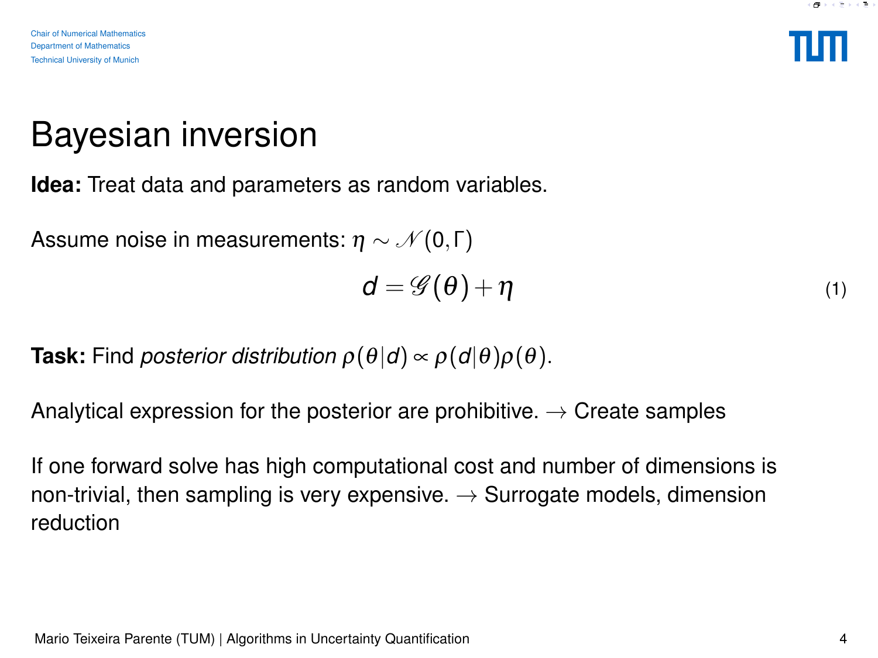# Bayesian inversion

**Idea:** Treat data and parameters as random variables.

Assume noise in measurements: $\eta \sim \mathcal{N}(0, \Gamma)$

$$d = \mathcal{G}(\theta) + \eta \tag{1}$$

**Task:** Find *posterior distribution* $\rho(\theta|d) \propto \rho(d|\theta)\rho(\theta)$.

Analytical expression for the posterior are prohibitive. $\rightarrow$ Create samples

If one forward solve has high computational cost and number of dimensions is non-trivial, then sampling is very expensive. $\rightarrow$ Surrogate models, dimension reduction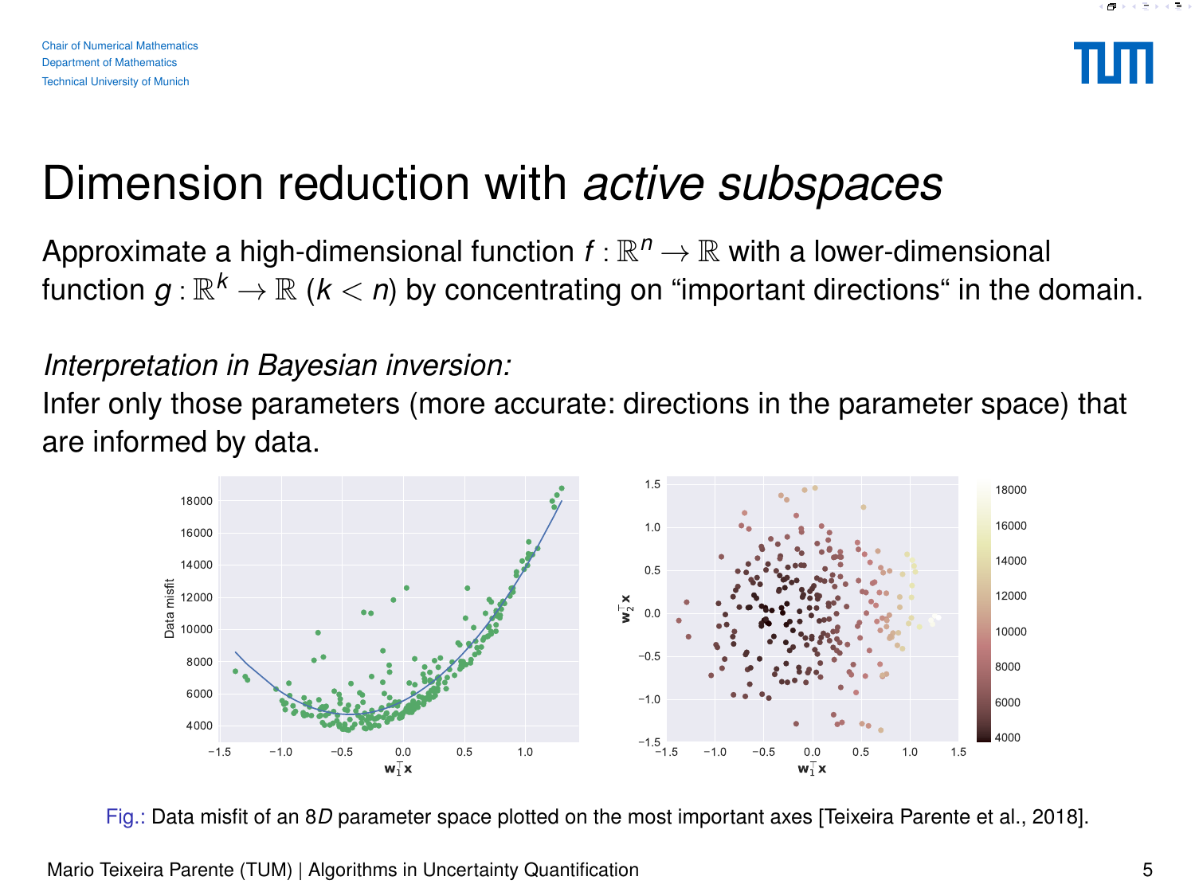# Dimension reduction with *active subspaces*

Approximate a high-dimensional function $f : \mathbb{R}^n \to \mathbb{R}$ with a lower-dimensional function $g : \mathbb{R}^k \to \mathbb{R}$ ($k < n$) by concentrating on "important directions" in the domain.

*Interpretation in Bayesian inversion:*

Infer only those parameters (more accurate: directions in the parameter space) that are informed by data.

Fig.: Data misfit of an $8D$ parameter space plotted on the most important axes [Teixeira Parente et al., 2018].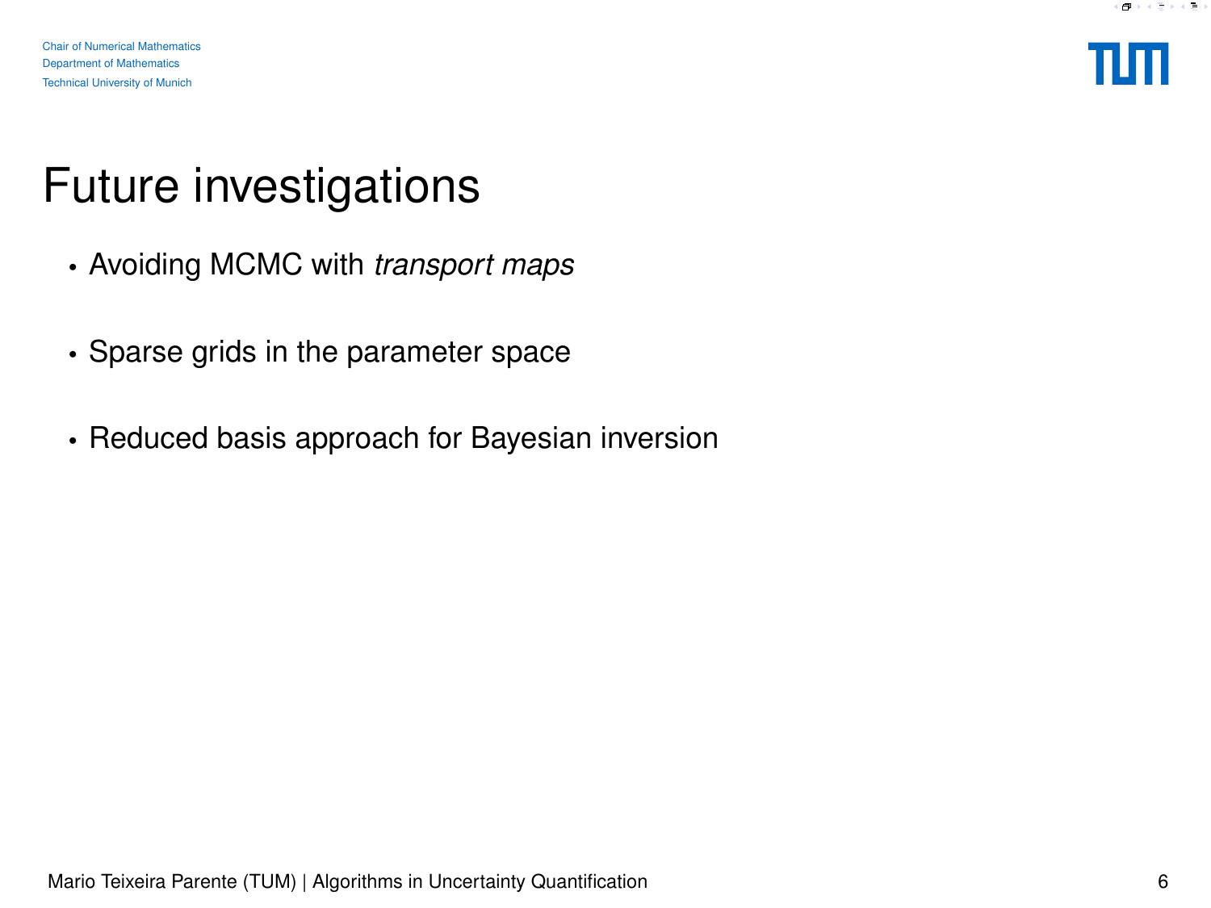# Future investigations

- Avoiding MCMC with *transport maps*
- Sparse grids in the parameter space
- Reduced basis approach for Bayesian inversion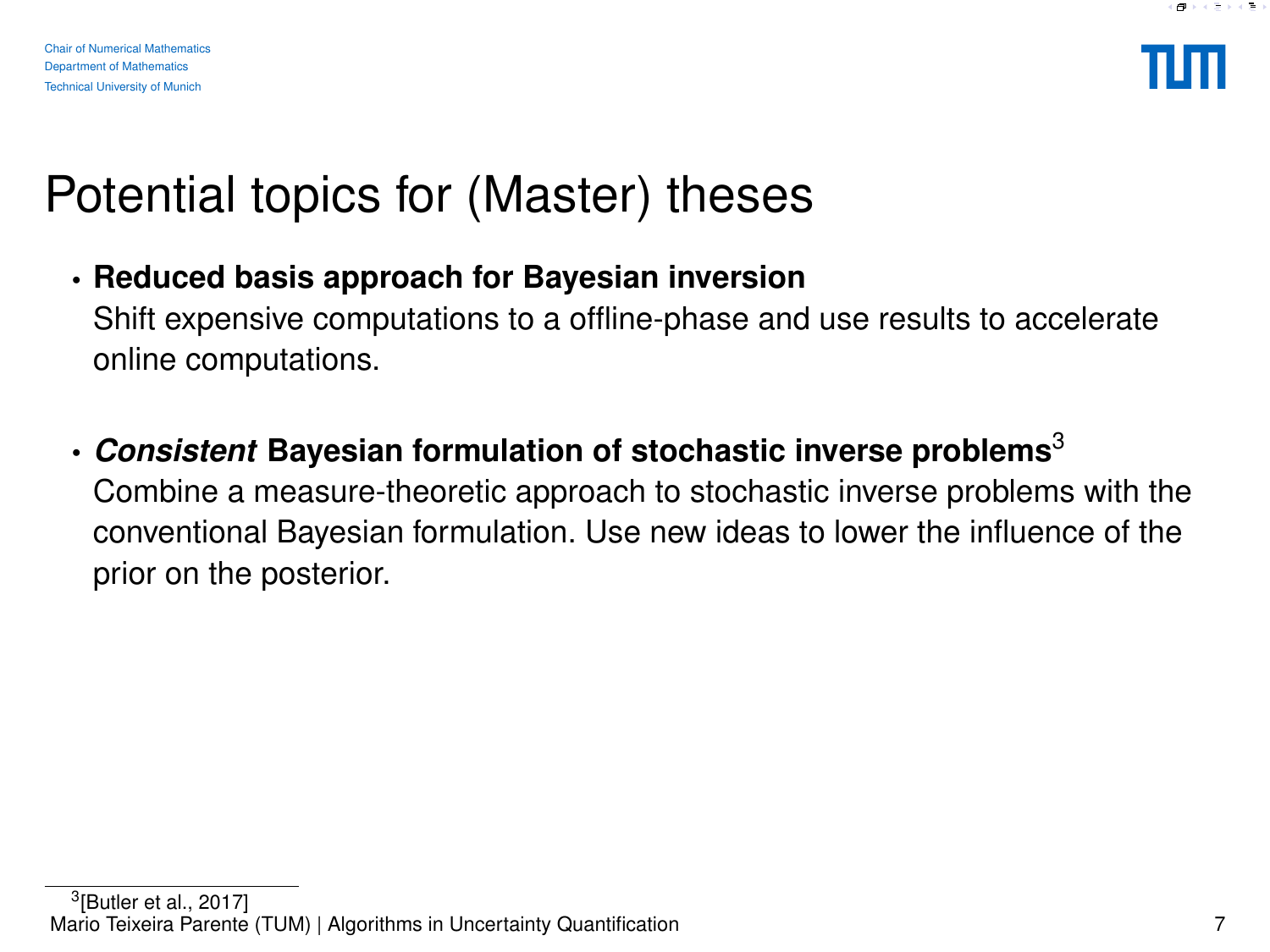# Potential topics for (Master) theses

- **Reduced basis approach for Bayesian inversion**
  Shift expensive computations to a offline-phase and use results to accelerate online computations.

- ***Consistent*** **Bayesian formulation of stochastic inverse problems**[3]
  Combine a measure-theoretic approach to stochastic inverse problems with the conventional Bayesian formulation. Use new ideas to lower the influence of the prior on the posterior.

[3] [Butler et al., 2017]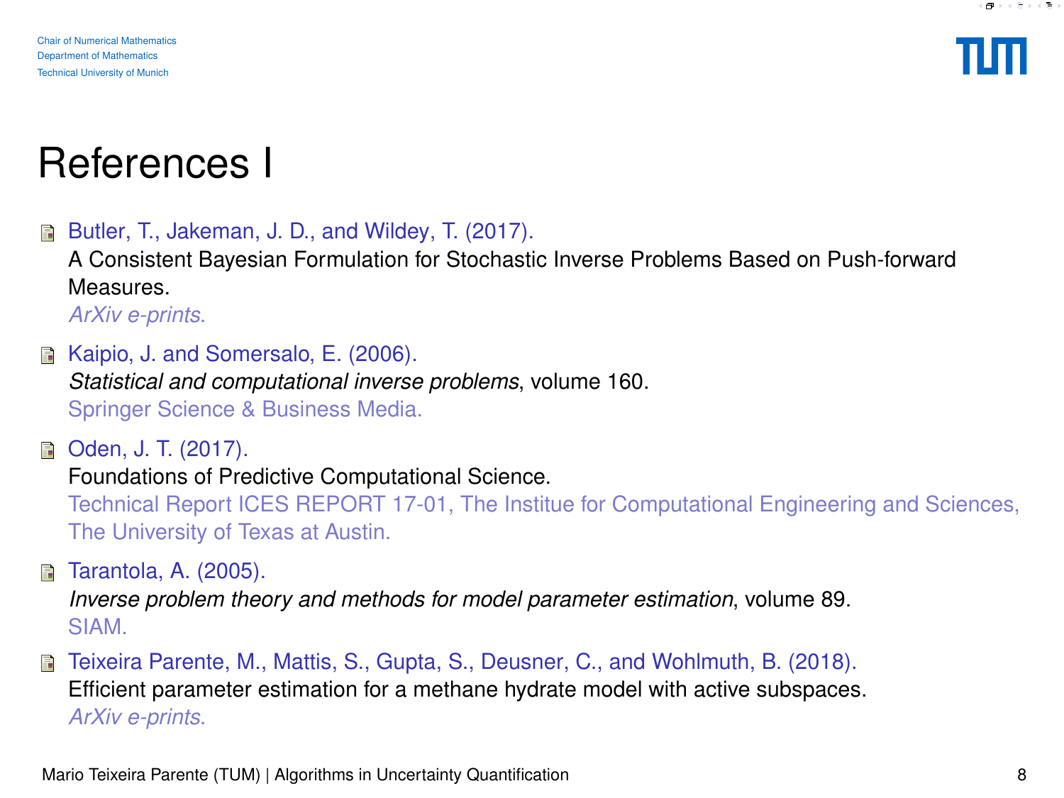# References I

- Butler, T., Jakeman, J. D., and Wildey, T. (2017).
  A Consistent Bayesian Formulation for Stochastic Inverse Problems Based on Push-forward Measures.
  *ArXiv e-prints*.

- Kaipio, J. and Somersalo, E. (2006).
  *Statistical and computational inverse problems*, volume 160.
  Springer Science & Business Media.

- Oden, J. T. (2017).
  Foundations of Predictive Computational Science.
  Technical Report ICES REPORT 17-01, The Institue for Computational Engineering and Sciences, The University of Texas at Austin.

- Tarantola, A. (2005).
  *Inverse problem theory and methods for model parameter estimation*, volume 89.
  SIAM.

- Teixeira Parente, M., Mattis, S., Gupta, S., Deusner, C., and Wohlmuth, B. (2018).
  Efficient parameter estimation for a methane hydrate model with active subspaces.
  *ArXiv e-prints*.